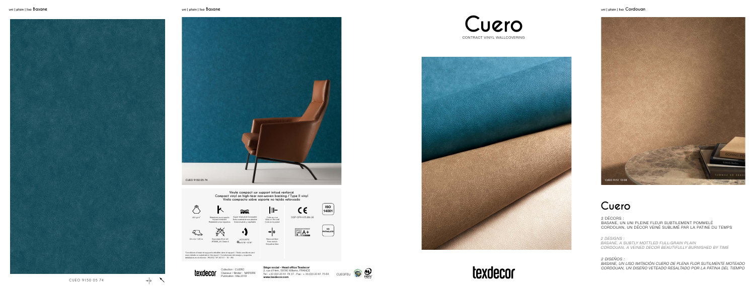uni | plain | liso Basane

CUEO 9150 05 74

uni | plain | liso Basane

CUEO 9150 05 74

**Vinyle compact sur support intissé renforcé**
**Compact vinyl on high-tear non-woven backing / Type II vinyl**
**Vinilo compacto sobre soporte no tejido reforzado**

480 g/m²

Résistant aux impacts
Impact resistant
Resistente a los impactos

Super lessivable-brossable
Extra-washable-scrubbable
Extra-lavable y cepillable

Colle au mur
Glue on the wall
Cola en la pared

CE
DOP-CFR-NTLBN-26

ISO 14001

28 ml x 1,35 m

Euroclass B-s2 d0
ASTM E_84 Class A

ACOUSTIC
$\alpha_w$ 0.10 - 0.15*

Raccord libre
Free match
Empalme libre

A+

NO PHTALATE

*Conditions d'essai et supports détaillés dans le rapport / Tests conditions and more details on substrate in the report / Condiciones del ensayo y soportes detallados en el informe : PV/IT2 / N° AG 1/1 - 10 - HA

texdecor

Collection : CUERO
Classeur / Binder : MATIERE
Publication : Mai 2019

**Siège social - Head office Texdecor**
2, rue d'Hem, 59780 Willems, FRANCE
Tel : +33 (0)3 20 61 78 37 - Fax : + 33 (0)3 20 61 75 64
**www.texdecor.com**

CUEOFEU

# Cuero

CONTRACT VINYL WALLCOVERING

texdecor

uni | plain | liso Cordouan

CUEO 9151 10 08

# Cuero

2 DÉCORS :
BASANE, UN UNI PLEINE FLEUR SUBTILEMENT POMMELÉ
CORDOUAN, UN DÉCOR VEINÉ SUBLIMÉ PAR LA PATINE DU TEMPS

*2 DESIGNS :*
*BASANE, A SUBTLY MOTTLED FULL-GRAIN PLAIN*
*CORDOUAN, A VEINED DECOR BEAUTIFULLY BURNISHED BY TIME*

*2 DISEÑOS :*
*BASANE, UN LISO IMITACIÓN CUERO DE PLENA FLOR SUTILMENTE MOTEADO*
*CORDOUAN, UN DISEÑO VETEADO RESALTADO POR LA PÁTINA DEL TIEMPO*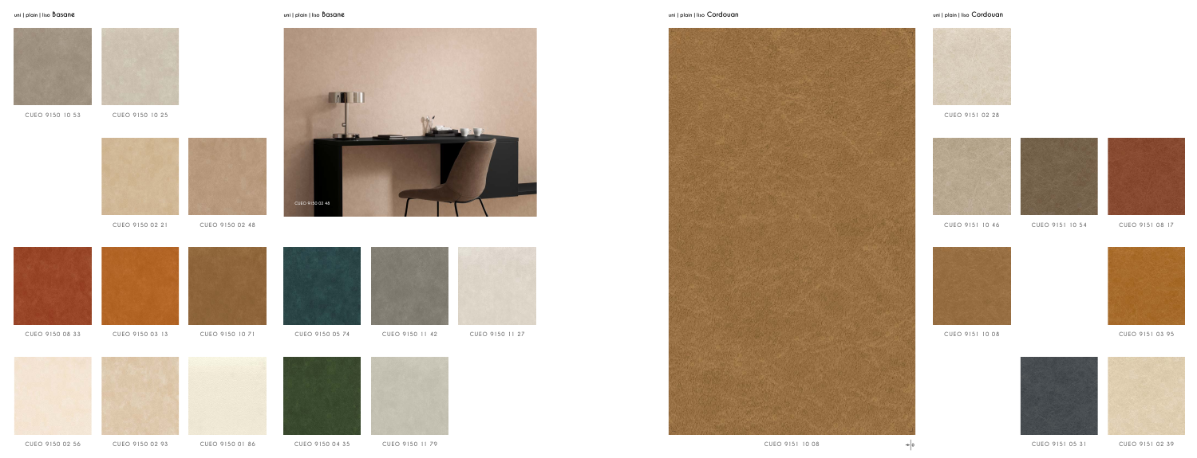uni | plain | liso Basane

CUEO 9150 10 53

CUEO 9150 10 25

CUEO 9150 02 21

CUEO 9150 02 48

CUEO 9150 08 33

CUEO 9150 03 13

CUEO 9150 10 71

CUEO 9150 02 56

CUEO 9150 02 93

CUEO 9150 01 86

uni | plain | liso Basane

CUEO 9150 02 48

CUEO 9150 05 74

CUEO 9150 11 42

CUEO 9150 11 27

CUEO 9150 04 35

CUEO 9150 11 79

uni | plain | liso Cordouan

CUEO 9151 10 08

uni | plain | liso Cordouan

CUEO 9151 02 28

CUEO 9151 10 46

CUEO 9151 10 54

CUEO 9151 08 17

CUEO 9151 10 08

CUEO 9151 03 95

CUEO 9151 05 31

CUEO 9151 02 39